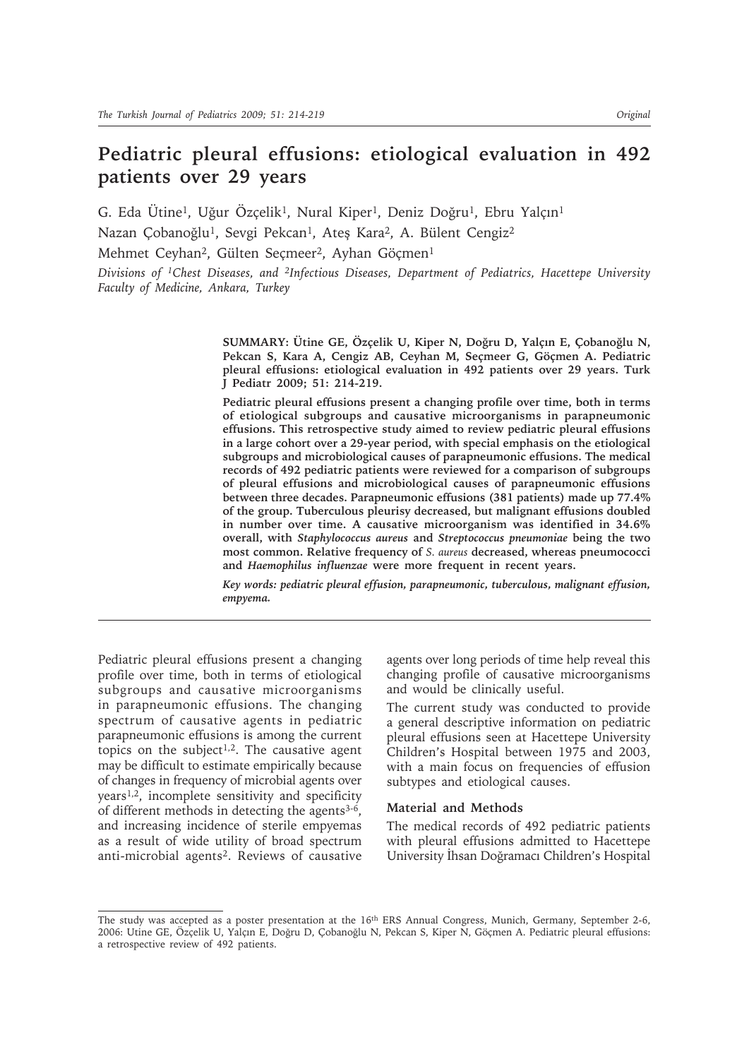# Pediatric pleural effusions: etiological evaluation in 492 patients over 29 years

G. Eda Ütine[1], Uğur Özçelik[1], Nural Kiper[1], Deniz Doğru[1], Ebru Yalçın[1]
Nazan Çobanoğlu[1], Sevgi Pekcan[1], Ateş Kara[2], A. Bülent Cengiz[2]
Mehmet Ceyhan[2], Gülten Seçmeer[2], Ayhan Göçmen[1]

*Divisions of [1]Chest Diseases, and [2]Infectious Diseases, Department of Pediatrics, Hacettepe University Faculty of Medicine, Ankara, Turkey*

**SUMMARY: Ütine GE, Özçelik U, Kiper N, Doğru D, Yalçın E, Çobanoğlu N, Pekcan S, Kara A, Cengiz AB, Ceyhan M, Seçmeer G, Göçmen A. Pediatric pleural effusions: etiological evaluation in 492 patients over 29 years. Turk J Pediatr 2009; 51: 214-219.**

**Pediatric pleural effusions present a changing profile over time, both in terms of etiological subgroups and causative microorganisms in parapneumonic effusions. This retrospective study aimed to review pediatric pleural effusions in a large cohort over a 29-year period, with special emphasis on the etiological subgroups and microbiological causes of parapneumonic effusions. The medical records of 492 pediatric patients were reviewed for a comparison of subgroups of pleural effusions and microbiological causes of parapneumonic effusions between three decades. Parapneumonic effusions (381 patients) made up 77.4% of the group. Tuberculous pleurisy decreased, but malignant effusions doubled in number over time. A causative microorganism was identified in 34.6% overall, with *Staphylococcus aureus* and *Streptococcus pneumoniae* being the two most common. Relative frequency of *S. aureus* decreased, whereas pneumococci and *Haemophilus influenzae* were more frequent in recent years.**

***Key words: pediatric pleural effusion, parapneumonic, tuberculous, malignant effusion, empyema.***

Pediatric pleural effusions present a changing profile over time, both in terms of etiological subgroups and causative microorganisms in parapneumonic effusions. The changing spectrum of causative agents in pediatric parapneumonic effusions is among the current topics on the subject[1,2]. The causative agent may be difficult to estimate empirically because of changes in frequency of microbial agents over years[1,2], incomplete sensitivity and specificity of different methods in detecting the agents[3-6], and increasing incidence of sterile empyemas as a result of wide utility of broad spectrum anti-microbial agents[2]. Reviews of causative agents over long periods of time help reveal this changing profile of causative microorganisms and would be clinically useful.

The current study was conducted to provide a general descriptive information on pediatric pleural effusions seen at Hacettepe University Children's Hospital between 1975 and 2003, with a main focus on frequencies of effusion subtypes and etiological causes.

## Material and Methods

The medical records of 492 pediatric patients with pleural effusions admitted to Hacettepe University İhsan Doğramacı Children's Hospital

The study was accepted as a poster presentation at the 16th ERS Annual Congress, Munich, Germany, September 2-6, 2006: Utine GE, Özçelik U, Yalçın E, Doğru D, Çobanoğlu N, Pekcan S, Kiper N, Göçmen A. Pediatric pleural effusions: a retrospective review of 492 patients.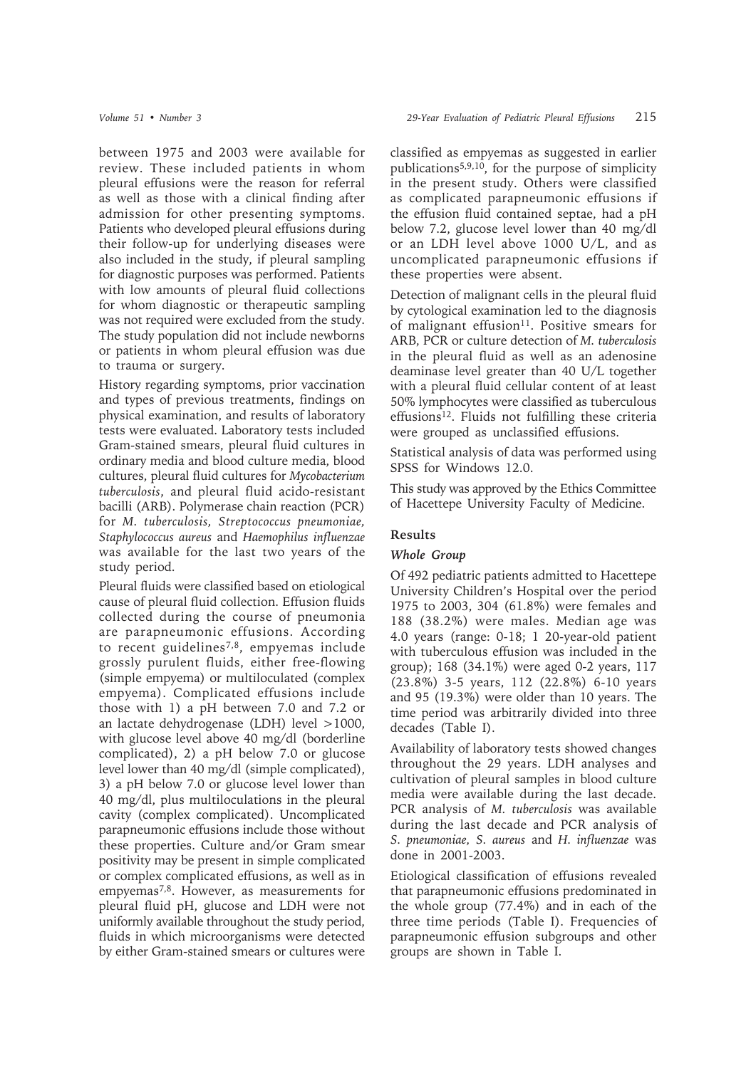between 1975 and 2003 were available for review. These included patients in whom pleural effusions were the reason for referral as well as those with a clinical finding after admission for other presenting symptoms. Patients who developed pleural effusions during their follow-up for underlying diseases were also included in the study, if pleural sampling for diagnostic purposes was performed. Patients with low amounts of pleural fluid collections for whom diagnostic or therapeutic sampling was not required were excluded from the study. The study population did not include newborns or patients in whom pleural effusion was due to trauma or surgery.

History regarding symptoms, prior vaccination and types of previous treatments, findings on physical examination, and results of laboratory tests were evaluated. Laboratory tests included Gram-stained smears, pleural fluid cultures in ordinary media and blood culture media, blood cultures, pleural fluid cultures for *Mycobacterium tuberculosis*, and pleural fluid acido-resistant bacilli (ARB). Polymerase chain reaction (PCR) for *M. tuberculosis, Streptococcus pneumoniae, Staphylococcus aureus* and *Haemophilus influenzae* was available for the last two years of the study period.

Pleural fluids were classified based on etiological cause of pleural fluid collection. Effusion fluids collected during the course of pneumonia are parapneumonic effusions. According to recent guidelines[7,8], empyemas include grossly purulent fluids, either free-flowing (simple empyema) or multiloculated (complex empyema). Complicated effusions include those with 1) a pH between 7.0 and 7.2 or an lactate dehydrogenase (LDH) level >1000, with glucose level above 40 mg/dl (borderline complicated), 2) a pH below 7.0 or glucose level lower than 40 mg/dl (simple complicated), 3) a pH below 7.0 or glucose level lower than 40 mg/dl, plus multiloculations in the pleural cavity (complex complicated). Uncomplicated parapneumonic effusions include those without these properties. Culture and/or Gram smear positivity may be present in simple complicated or complex complicated effusions, as well as in empyemas[7,8]. However, as measurements for pleural fluid pH, glucose and LDH were not uniformly available throughout the study period, fluids in which microorganisms were detected by either Gram-stained smears or cultures were classified as empyemas as suggested in earlier publications[5,9,10], for the purpose of simplicity in the present study. Others were classified as complicated parapneumonic effusions if the effusion fluid contained septae, had a pH below 7.2, glucose level lower than 40 mg/dl or an LDH level above 1000 U/L, and as uncomplicated parapneumonic effusions if these properties were absent.

Detection of malignant cells in the pleural fluid by cytological examination led to the diagnosis of malignant effusion[11]. Positive smears for ARB, PCR or culture detection of *M. tuberculosis* in the pleural fluid as well as an adenosine deaminase level greater than 40 U/L together with a pleural fluid cellular content of at least 50% lymphocytes were classified as tuberculous effusions[12]. Fluids not fulfilling these criteria were grouped as unclassified effusions.

Statistical analysis of data was performed using SPSS for Windows 12.0.

This study was approved by the Ethics Committee of Hacettepe University Faculty of Medicine.

## Results

### *Whole Group*

Of 492 pediatric patients admitted to Hacettepe University Children's Hospital over the period 1975 to 2003, 304 (61.8%) were females and 188 (38.2%) were males. Median age was 4.0 years (range: 0-18; 1 20-year-old patient with tuberculous effusion was included in the group); 168 (34.1%) were aged 0-2 years, 117 (23.8%) 3-5 years, 112 (22.8%) 6-10 years and 95 (19.3%) were older than 10 years. The time period was arbitrarily divided into three decades (Table I).

Availability of laboratory tests showed changes throughout the 29 years. LDH analyses and cultivation of pleural samples in blood culture media were available during the last decade. PCR analysis of *M. tuberculosis* was available during the last decade and PCR analysis of *S. pneumoniae, S. aureus* and *H. influenzae* was done in 2001-2003.

Etiological classification of effusions revealed that parapneumonic effusions predominated in the whole group (77.4%) and in each of the three time periods (Table I). Frequencies of parapneumonic effusion subgroups and other groups are shown in Table I.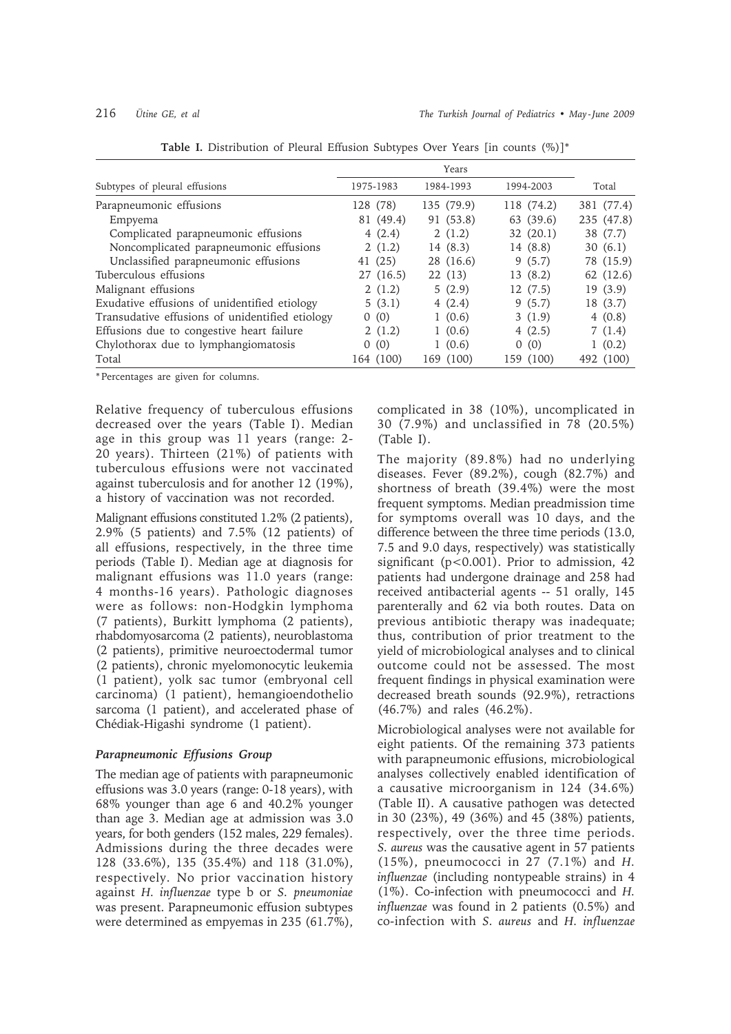**Table I.** Distribution of Pleural Effusion Subtypes Over Years [in counts (%)]*

| Subtypes of pleural effusions | Years | | | Total |
|---|---|---|---|---|
| | 1975-1983 | 1984-1993 | 1994-2003 | |
| Parapneumonic effusions | 128 (78) | 135 (79.9) | 118 (74.2) | 381 (77.4) |
| Empyema | 81 (49.4) | 91 (53.8) | 63 (39.6) | 235 (47.8) |
| Complicated parapneumonic effusions | 4 (2.4) | 2 (1.2) | 32 (20.1) | 38 (7.7) |
| Noncomplicated parapneumonic effusions | 2 (1.2) | 14 (8.3) | 14 (8.8) | 30 (6.1) |
| Unclassified parapneumonic effusions | 41 (25) | 28 (16.6) | 9 (5.7) | 78 (15.9) |
| Tuberculous effusions | 27 (16.5) | 22 (13) | 13 (8.2) | 62 (12.6) |
| Malignant effusions | 2 (1.2) | 5 (2.9) | 12 (7.5) | 19 (3.9) |
| Exudative effusions of unidentified etiology | 5 (3.1) | 4 (2.4) | 9 (5.7) | 18 (3.7) |
| Transudative effusions of unidentified etiology | 0 (0) | 1 (0.6) | 3 (1.9) | 4 (0.8) |
| Effusions due to congestive heart failure | 2 (1.2) | 1 (0.6) | 4 (2.5) | 7 (1.4) |
| Chylothorax due to lymphangiomatosis | 0 (0) | 1 (0.6) | 0 (0) | 1 (0.2) |
| Total | 164 (100) | 169 (100) | 159 (100) | 492 (100) |

*Percentages are given for columns.

Relative frequency of tuberculous effusions decreased over the years (Table I). Median age in this group was 11 years (range: 2-20 years). Thirteen (21%) of patients with tuberculous effusions were not vaccinated against tuberculosis and for another 12 (19%), a history of vaccination was not recorded.

Malignant effusions constituted 1.2% (2 patients), 2.9% (5 patients) and 7.5% (12 patients) of all effusions, respectively, in the three time periods (Table I). Median age at diagnosis for malignant effusions was 11.0 years (range: 4 months-16 years). Pathologic diagnoses were as follows: non-Hodgkin lymphoma (7 patients), Burkitt lymphoma (2 patients), rhabdomyosarcoma (2 patients), neuroblastoma (2 patients), primitive neuroectodermal tumor (2 patients), chronic myelomonocytic leukemia (1 patient), yolk sac tumor (embryonal cell carcinoma) (1 patient), hemangioendothelio sarcoma (1 patient), and accelerated phase of Chédiak-Higashi syndrome (1 patient).

### *Parapneumonic Effusions Group*

The median age of patients with parapneumonic effusions was 3.0 years (range: 0-18 years), with 68% younger than age 6 and 40.2% younger than age 3. Median age at admission was 3.0 years, for both genders (152 males, 229 females). Admissions during the three decades were 128 (33.6%), 135 (35.4%) and 118 (31.0%), respectively. No prior vaccination history against *H. influenzae* type b or *S. pneumoniae* was present. Parapneumonic effusion subtypes were determined as empyemas in 235 (61.7%), complicated in 38 (10%), uncomplicated in 30 (7.9%) and unclassified in 78 (20.5%) (Table I).

The majority (89.8%) had no underlying diseases. Fever (89.2%), cough (82.7%) and shortness of breath (39.4%) were the most frequent symptoms. Median preadmission time for symptoms overall was 10 days, and the difference between the three time periods (13.0, 7.5 and 9.0 days, respectively) was statistically significant ($p<0.001$). Prior to admission, 42 patients had undergone drainage and 258 had received antibacterial agents -- 51 orally, 145 parenterally and 62 via both routes. Data on previous antibiotic therapy was inadequate; thus, contribution of prior treatment to the yield of microbiological analyses and to clinical outcome could not be assessed. The most frequent findings in physical examination were decreased breath sounds (92.9%), retractions (46.7%) and rales (46.2%).

Microbiological analyses were not available for eight patients. Of the remaining 373 patients with parapneumonic effusions, microbiological analyses collectively enabled identification of a causative microorganism in 124 (34.6%) (Table II). A causative pathogen was detected in 30 (23%), 49 (36%) and 45 (38%) patients, respectively, over the three time periods. *S. aureus* was the causative agent in 57 patients (15%), pneumococci in 27 (7.1%) and *H. influenzae* (including nontypeable strains) in 4 (1%). Co-infection with pneumococci and *H. influenzae* was found in 2 patients (0.5%) and co-infection with *S. aureus* and *H. influenzae*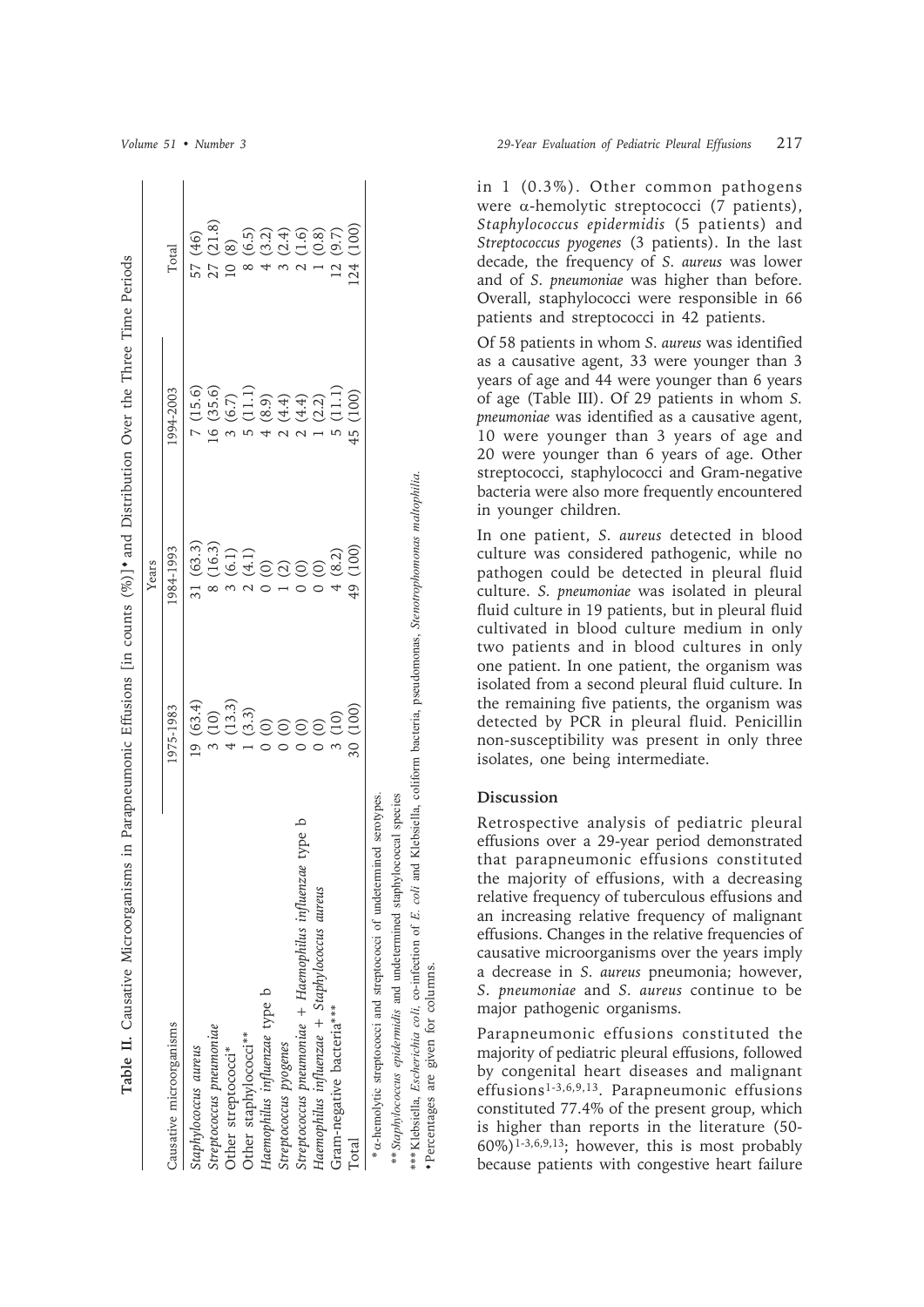**Table II.** Causative Microorganisms in Parapneumonic Effusions [in counts (%)]• and Distribution Over the Three Time Periods

| Causative microorganisms | Years | | | Total |
|---|---|---|---|---|
| | 1975-1983 | 1984-1993 | 1994-2003 | |
| *Staphylococcus aureus* | 19 (63.4) | 31 (63.3) | 7 (15.6) | 57 (46) |
| *Streptococcus pneumoniae* | 3 (10) | 8 (16.3) | 16 (35.6) | 27 (21.8) |
| Other streptococci* | 4 (13.3) | 3 (6.1) | 3 (6.7) | 10 (8) |
| Other staphylococci** | 1 (3.3) | 2 (4.1) | 5 (11.1) | 8 (6.5) |
| *Haemophilus influenzae* type b | 0 (0) | 0 (0) | 4 (8.9) | 4 (3.2) |
| *Streptococcus pyogenes* | 0 (0) | 1 (2) | 2 (4.4) | 3 (2.4) |
| *Streptococcus pneumoniae* + *Haemophilus influenzae* type b | 0 (0) | 0 (0) | 2 (4.4) | 2 (1.6) |
| *Haemophilus influenzae* + *Staphylococcus aureus* | 0 (0) | 0 (0) | 1 (2.2) | 1 (0.8) |
| Gram-negative bacteria*** | 3 (10) | 4 (8.2) | 5 (11.1) | 12 (9.7) |
| Total | 30 (100) | 49 (100) | 45 (100) | 124 (100) |

* α-hemolytic streptococci and streptococci of undetermined serotypes.
** *Staphylococcus epidermidis* and undetermined staphylococcal species
*** Klebsiella, *Escherichia coli*, co-infection of *E. coli* and Klebsiella, coliform bacteria, pseudomonas, *Stenotrophomonas maltophilia*.
• Percentages are given for columns.

in 1 (0.3%). Other common pathogens were α-hemolytic streptococci (7 patients), *Staphylococcus epidermidis* (5 patients) and *Streptococcus pyogenes* (3 patients). In the last decade, the frequency of *S. aureus* was lower and of *S. pneumoniae* was higher than before. Overall, staphylococci were responsible in 66 patients and streptococci in 42 patients.

Of 58 patients in whom *S. aureus* was identified as a causative agent, 33 were younger than 3 years of age and 44 were younger than 6 years of age (Table III). Of 29 patients in whom *S. pneumoniae* was identified as a causative agent, 10 were younger than 3 years of age and 20 were younger than 6 years of age. Other streptococci, staphylococci and Gram-negative bacteria were also more frequently encountered in younger children.

In one patient, *S. aureus* detected in blood culture was considered pathogenic, while no pathogen could be detected in pleural fluid culture. *S. pneumoniae* was isolated in pleural fluid culture in 19 patients, but in pleural fluid cultivated in blood culture medium in only two patients and in blood cultures in only one patient. In one patient, the organism was isolated from a second pleural fluid culture. In the remaining five patients, the organism was detected by PCR in pleural fluid. Penicillin non-susceptibility was present in only three isolates, one being intermediate.

## Discussion

Retrospective analysis of pediatric pleural effusions over a 29-year period demonstrated that parapneumonic effusions constituted the majority of effusions, with a decreasing relative frequency of tuberculous effusions and an increasing relative frequency of malignant effusions. Changes in the relative frequencies of causative microorganisms over the years imply a decrease in *S. aureus* pneumonia; however, *S. pneumoniae* and *S. aureus* continue to be major pathogenic organisms.

Parapneumonic effusions constituted the majority of pediatric pleural effusions, followed by congenital heart diseases and malignant effusions[1-3,6,9,13]. Parapneumonic effusions constituted 77.4% of the present group, which is higher than reports in the literature (50-60%)[1-3,6,9,13]; however, this is most probably because patients with congestive heart failure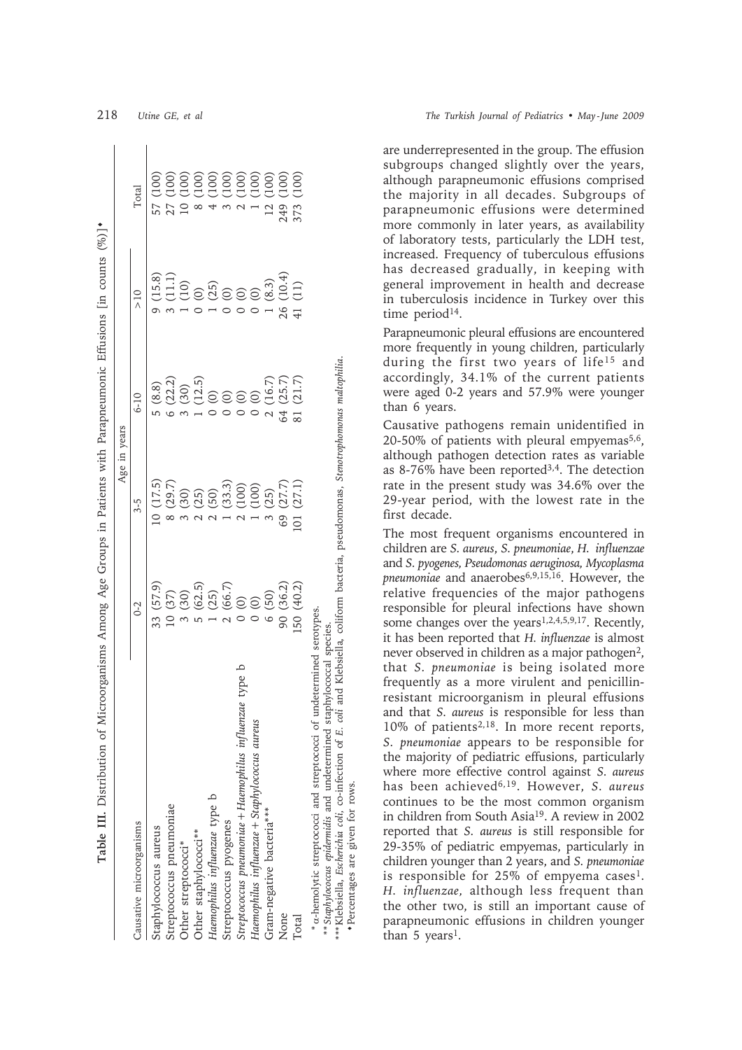**Table III.** Distribution of Microorganisms Among Age Groups in Patients with Parapneumonic Effusions [in counts (%)]♦

| Causative microorganisms | Age in years | | | | |
|---|---|---|---|---|---|
| | 0-2 | 3-5 | 6-10 | >10 | Total |
| Staphylococcus aureus | 33 (57.9) | 10 (17.5) | 5 (8.8) | 9 (15.8) | 57 (100) |
| Streptococcus pneumoniae | 10 (37) | 8 (29.7) | 6 (22.2) | 3 (11.1) | 27 (100) |
| Other streptococci* | 3 (30) | 3 (30) | 3 (30) | 1 (10) | 10 (100) |
| Other staphylococci** | 5 (62.5) | 2 (25) | 1 (12.5) | 0 (0) | 8 (100) |
| *Haemophilus influenzae* type b | 1 (25) | 2 (50) | 0 (0) | 1 (25) | 4 (100) |
| Streptococcus pyogenes | 2 (66.7) | 1 (33.3) | 0 (0) | 0 (0) | 3 (100) |
| *Streptococcus pneumoniae* + *Haemophilus influenzae* type b | 0 (0) | 2 (100) | 0 (0) | 0 (0) | 2 (100) |
| *Haemophilus influenzae* + *Staphylococcus aureus* | 0 (0) | 1 (100) | 0 (0) | 0 (0) | 1 (100) |
| Gram-negative bacteria*** | 6 (50) | 3 (25) | 2 (16.7) | 1 (8.3) | 12 (100) |
| None | 90 (36.2) | 69 (27.7) | 64 (25.7) | 26 (10.4) | 249 (100) |
| Total | 150 (40.2) | 101 (27.1) | 81 (21.7) | 41 (11) | 373 (100) |

* α-hemolytic streptococci and streptococci of undetermined serotypes.
** *Staphylococcus epidermidis* and undetermined staphylococcal species.
*** Klebsiella, *Escherichia coli*, co-infection of *E. coli* and Klebsiella, coliform bacteria, pseudomonas, *Stenotrophomonas maltophilia*.
♦ Percentages are given for rows.

are underrepresented in the group. The effusion subgroups changed slightly over the years, although parapneumonic effusions comprised the majority in all decades. Subgroups of parapneumonic effusions were determined more commonly in later years, as availability of laboratory tests, particularly the LDH test, increased. Frequency of tuberculous effusions has decreased gradually, in keeping with general improvement in health and decrease in tuberculosis incidence in Turkey over this time period[14].

Parapneumonic pleural effusions are encountered more frequently in young children, particularly during the first two years of life[15] and accordingly, 34.1% of the current patients were aged 0-2 years and 57.9% were younger than 6 years.

Causative pathogens remain unidentified in 20-50% of patients with pleural empyemas[5,6], although pathogen detection rates as variable as 8-76% have been reported[3,4]. The detection rate in the present study was 34.6% over the 29-year period, with the lowest rate in the first decade.

The most frequent organisms encountered in children are *S. aureus*, *S. pneumoniae*, *H. influenzae* and *S. pyogenes*, *Pseudomonas aeruginosa*, *Mycoplasma pneumoniae* and anaerobes[6,9,15,16]. However, the relative frequencies of the major pathogens responsible for pleural infections have shown some changes over the years[1,2,4,5,9,17]. Recently, it has been reported that *H. influenzae* is almost never observed in children as a major pathogen[2], that *S. pneumoniae* is being isolated more frequently as a more virulent and penicillin-resistant microorganism in pleural effusions and that *S. aureus* is responsible for less than 10% of patients[2,18]. In more recent reports, *S. pneumoniae* appears to be responsible for the majority of pediatric effusions, particularly where more effective control against *S. aureus* has been achieved[6,19]. However, *S. aureus* continues to be the most common organism in children from South Asia[19]. A review in 2002 reported that *S. aureus* is still responsible for 29-35% of pediatric empyemas, particularly in children younger than 2 years, and *S. pneumoniae* is responsible for 25% of empyema cases[1]. *H. influenzae*, although less frequent than the other two, is still an important cause of parapneumonic effusions in children younger than 5 years[1].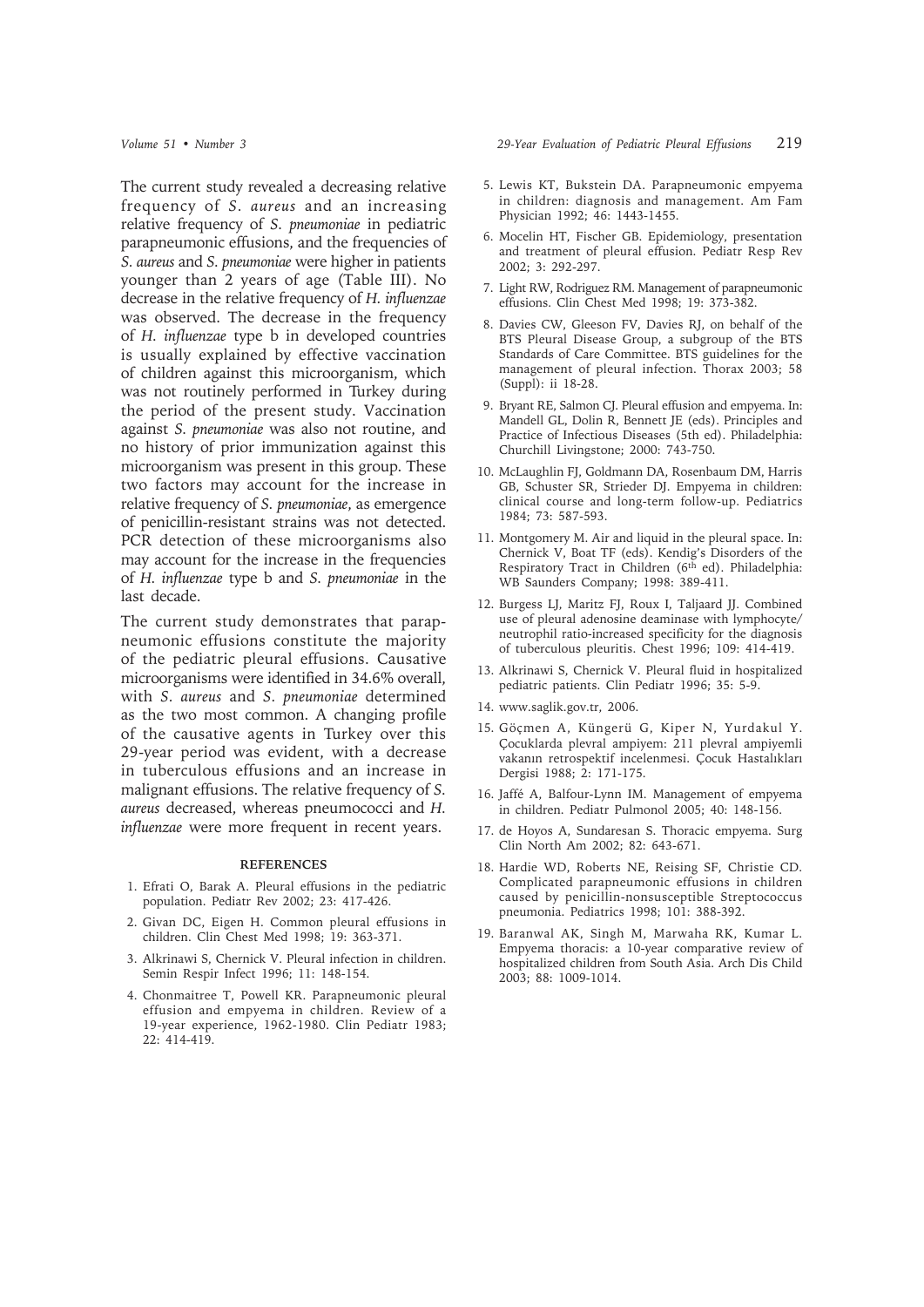The current study revealed a decreasing relative frequency of *S. aureus* and an increasing relative frequency of *S. pneumoniae* in pediatric parapneumonic effusions, and the frequencies of *S. aureus* and *S. pneumoniae* were higher in patients younger than 2 years of age (Table III). No decrease in the relative frequency of *H. influenzae* was observed. The decrease in the frequency of *H. influenzae* type b in developed countries is usually explained by effective vaccination of children against this microorganism, which was not routinely performed in Turkey during the period of the present study. Vaccination against *S. pneumoniae* was also not routine, and no history of prior immunization against this microorganism was present in this group. These two factors may account for the increase in relative frequency of *S. pneumoniae*, as emergence of penicillin-resistant strains was not detected. PCR detection of these microorganisms also may account for the increase in the frequencies of *H. influenzae* type b and *S. pneumoniae* in the last decade.

The current study demonstrates that parapneumonic effusions constitute the majority of the pediatric pleural effusions. Causative microorganisms were identified in 34.6% overall, with *S. aureus* and *S. pneumoniae* determined as the two most common. A changing profile of the causative agents in Turkey over this 29-year period was evident, with a decrease in tuberculous effusions and an increase in malignant effusions. The relative frequency of *S. aureus* decreased, whereas pneumococci and *H. influenzae* were more frequent in recent years.

## REFERENCES

1. Efrati O, Barak A. Pleural effusions in the pediatric population. Pediatr Rev 2002; 23: 417-426.
2. Givan DC, Eigen H. Common pleural effusions in children. Clin Chest Med 1998; 19: 363-371.
3. Alkrinawi S, Chernick V. Pleural infection in children. Semin Respir Infect 1996; 11: 148-154.
4. Chonmaitree T, Powell KR. Parapneumonic pleural effusion and empyema in children. Review of a 19-year experience, 1962-1980. Clin Pediatr 1983; 22: 414-419.
5. Lewis KT, Bukstein DA. Parapneumonic empyema in children: diagnosis and management. Am Fam Physician 1992; 46: 1443-1455.
6. Mocelin HT, Fischer GB. Epidemiology, presentation and treatment of pleural effusion. Pediatr Resp Rev 2002; 3: 292-297.
7. Light RW, Rodriguez RM. Management of parapneumonic effusions. Clin Chest Med 1998; 19: 373-382.
8. Davies CW, Gleeson FV, Davies RJ, on behalf of the BTS Pleural Disease Group, a subgroup of the BTS Standards of Care Committee. BTS guidelines for the management of pleural infection. Thorax 2003; 58 (Suppl): ii 18-28.
9. Bryant RE, Salmon CJ. Pleural effusion and empyema. In: Mandell GL, Dolin R, Bennett JE (eds). Principles and Practice of Infectious Diseases (5th ed). Philadelphia: Churchill Livingstone; 2000: 743-750.
10. McLaughlin FJ, Goldmann DA, Rosenbaum DM, Harris GB, Schuster SR, Strieder DJ. Empyema in children: clinical course and long-term follow-up. Pediatrics 1984; 73: 587-593.
11. Montgomery M. Air and liquid in the pleural space. In: Chernick V, Boat TF (eds). Kendig's Disorders of the Respiratory Tract in Children (6th ed). Philadelphia: WB Saunders Company; 1998: 389-411.
12. Burgess LJ, Maritz FJ, Roux I, Taljaard JJ. Combined use of pleural adenosine deaminase with lymphocyte/neutrophil ratio-increased specificity for the diagnosis of tuberculous pleuritis. Chest 1996; 109: 414-419.
13. Alkrinawi S, Chernick V. Pleural fluid in hospitalized pediatric patients. Clin Pediatr 1996; 35: 5-9.
14. www.saglik.gov.tr, 2006.
15. Göçmen A, Küngerü G, Kiper N, Yurdakul Y. Çocuklarda plevral ampiyem: 211 plevral ampiyemli vakanın retrospektif incelenmesi. Çocuk Hastalıkları Dergisi 1988; 2: 171-175.
16. Jaffé A, Balfour-Lynn IM. Management of empyema in children. Pediatr Pulmonol 2005; 40: 148-156.
17. de Hoyos A, Sundaresan S. Thoracic empyema. Surg Clin North Am 2002; 82: 643-671.
18. Hardie WD, Roberts NE, Reising SF, Christie CD. Complicated parapneumonic effusions in children caused by penicillin-nonsusceptible Streptococcus pneumonia. Pediatrics 1998; 101: 388-392.
19. Baranwal AK, Singh M, Marwaha RK, Kumar L. Empyema thoracis: a 10-year comparative review of hospitalized children from South Asia. Arch Dis Child 2003; 88: 1009-1014.